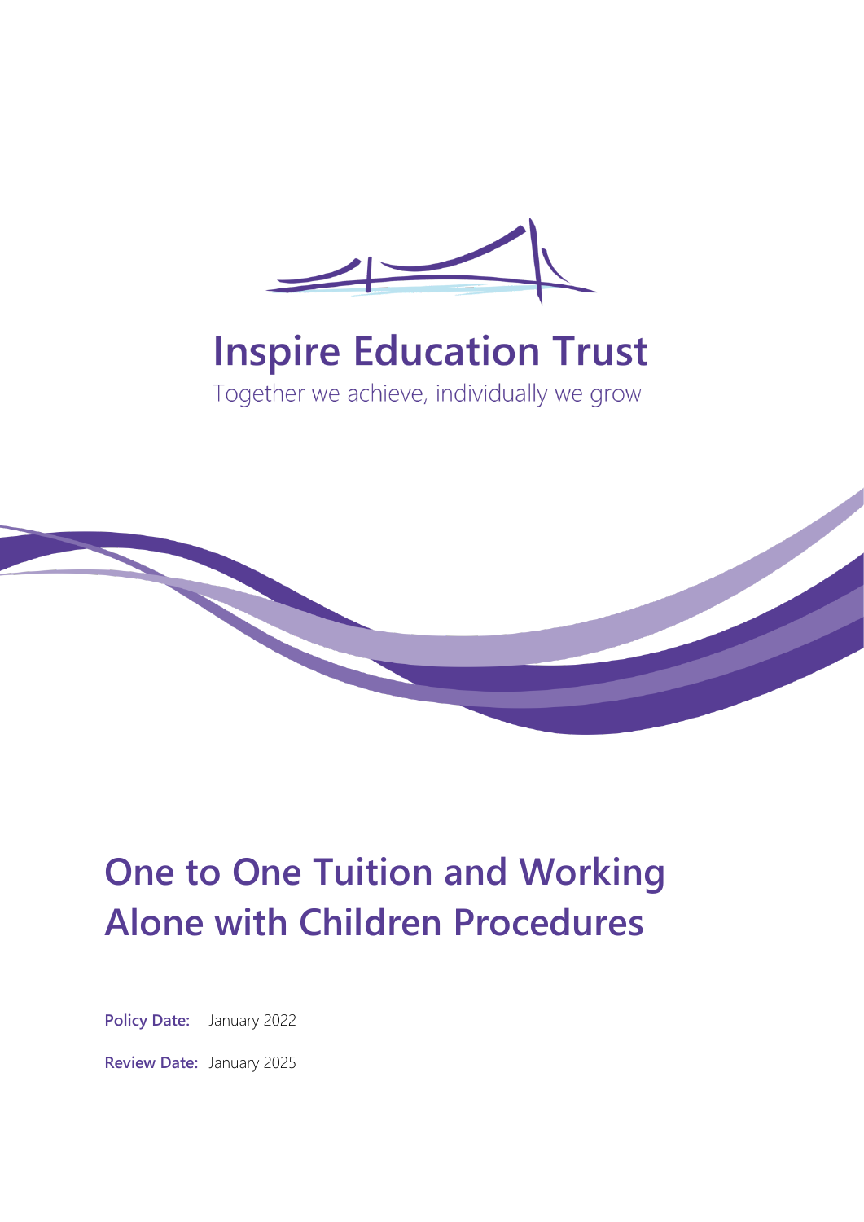# Inspire Education Trust

Together we achieve, individually we grow

# One to One Tuition and Working Alone with Children Procedures

**Policy Date:** January 2022

**Review Date:** January 2025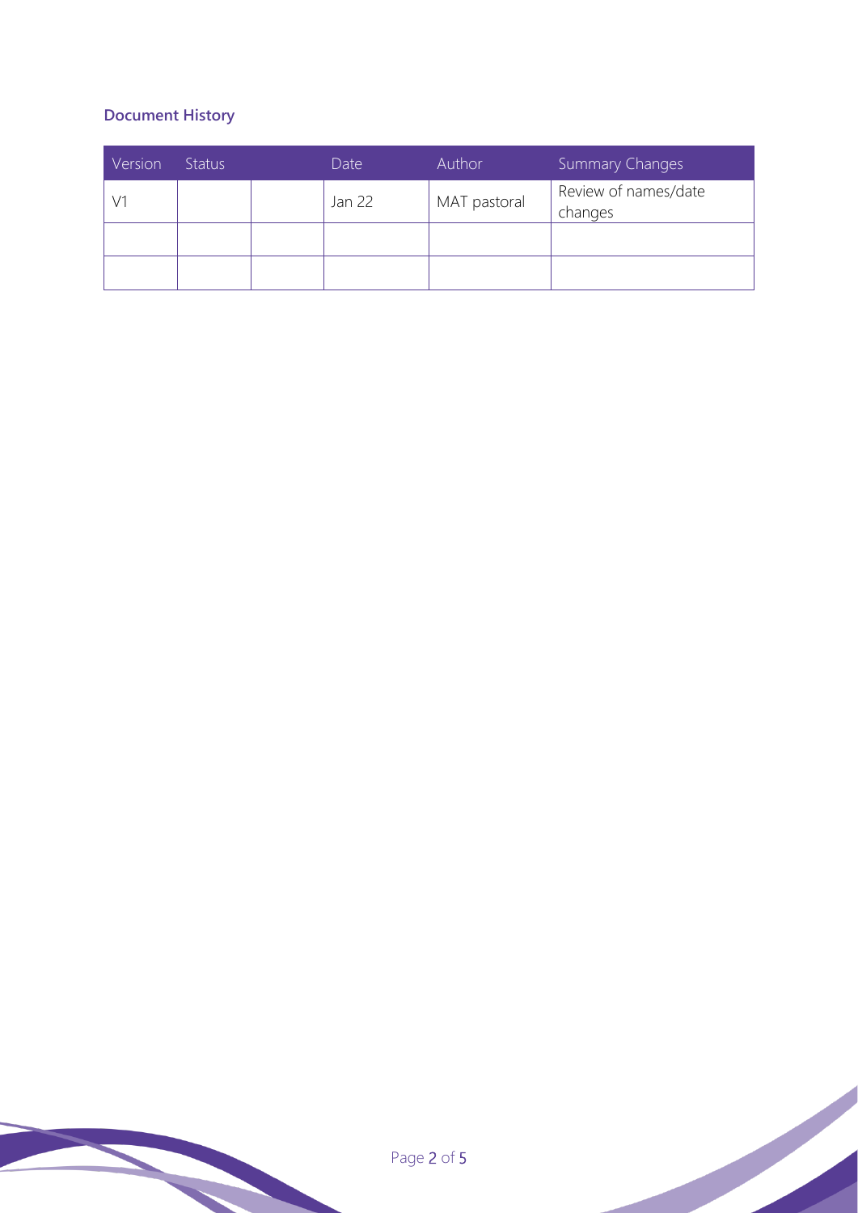### Document History

| Version | Status | | Date | Author | Summary Changes |
|---|---|---|---|---|---|
| V1 | | | Jan 22 | MAT pastoral | Review of names/date changes |
| | | | | | |
| | | | | | |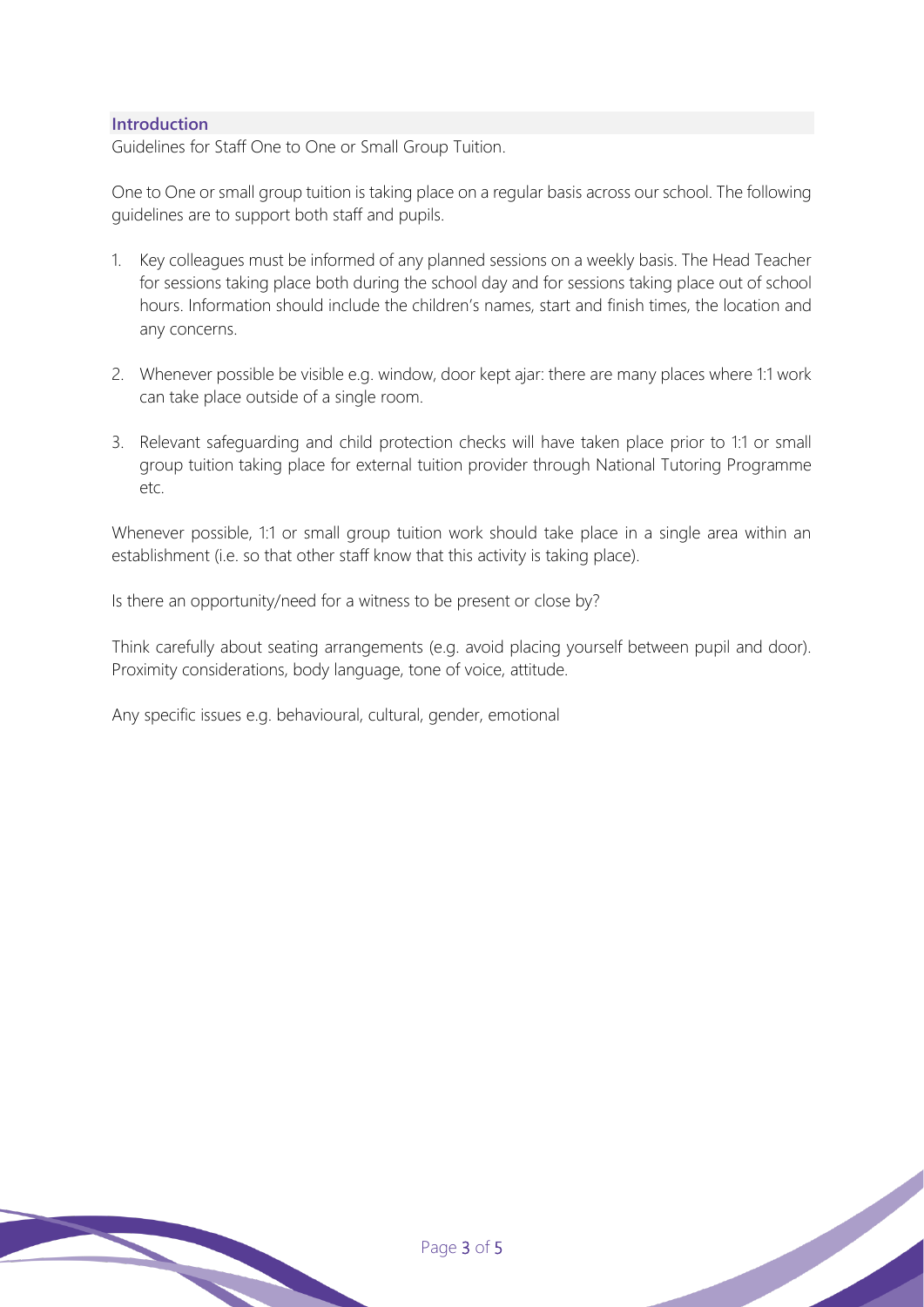## Introduction

Guidelines for Staff One to One or Small Group Tuition.

One to One or small group tuition is taking place on a regular basis across our school. The following guidelines are to support both staff and pupils.

1. Key colleagues must be informed of any planned sessions on a weekly basis. The Head Teacher for sessions taking place both during the school day and for sessions taking place out of school hours. Information should include the children's names, start and finish times, the location and any concerns.

2. Whenever possible be visible e.g. window, door kept ajar: there are many places where 1:1 work can take place outside of a single room.

3. Relevant safeguarding and child protection checks will have taken place prior to 1:1 or small group tuition taking place for external tuition provider through National Tutoring Programme etc.

Whenever possible, 1:1 or small group tuition work should take place in a single area within an establishment (i.e. so that other staff know that this activity is taking place).

Is there an opportunity/need for a witness to be present or close by?

Think carefully about seating arrangements (e.g. avoid placing yourself between pupil and door). Proximity considerations, body language, tone of voice, attitude.

Any specific issues e.g. behavioural, cultural, gender, emotional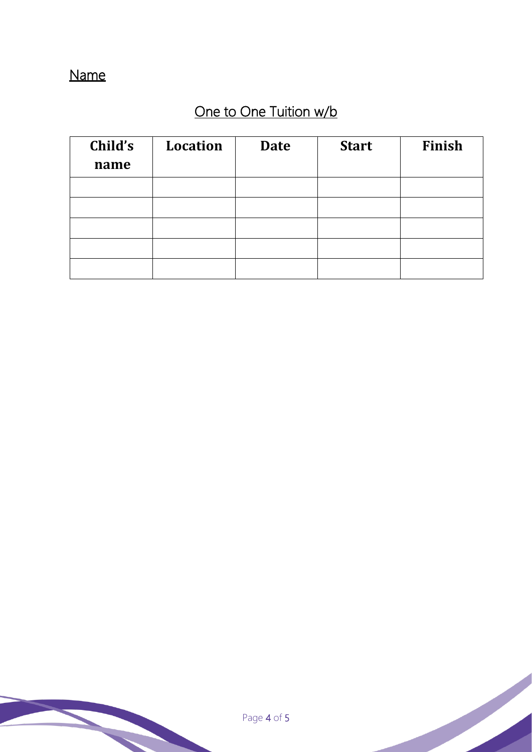<u>Name</u>

## <u>One to One Tuition w/b</u>

| Child's name | Location | Date | Start | Finish |
| --- | --- | --- | --- | --- |
| | | | | |
| | | | | |
| | | | | |
| | | | | |
| | | | | |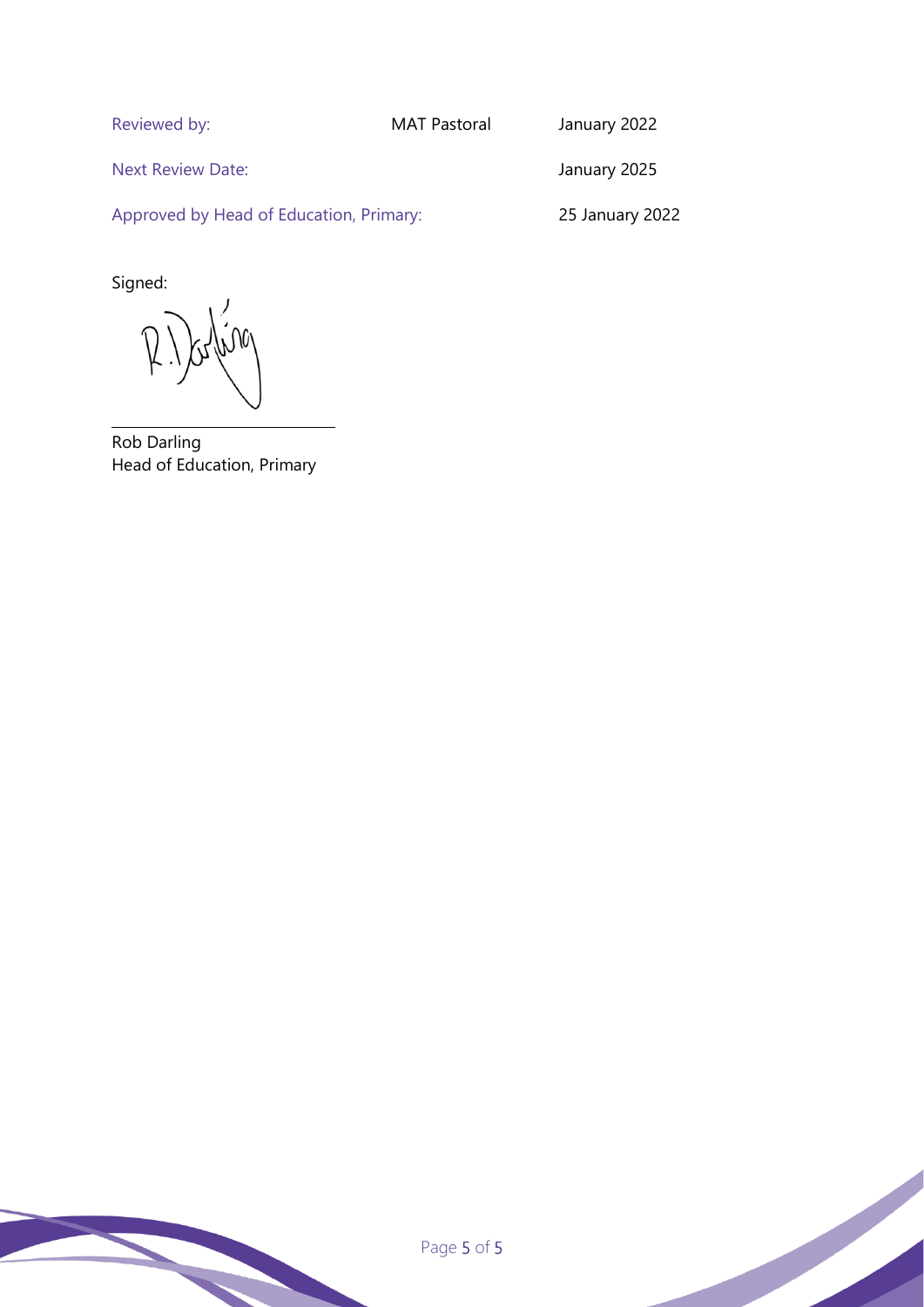| | | |
|---|---|---|
| Reviewed by: | MAT Pastoral | January 2022 |
| Next Review Date: | | January 2025 |
| Approved by Head of Education, Primary: | | 25 January 2022 |

Signed:

Rob Darling
Head of Education, Primary